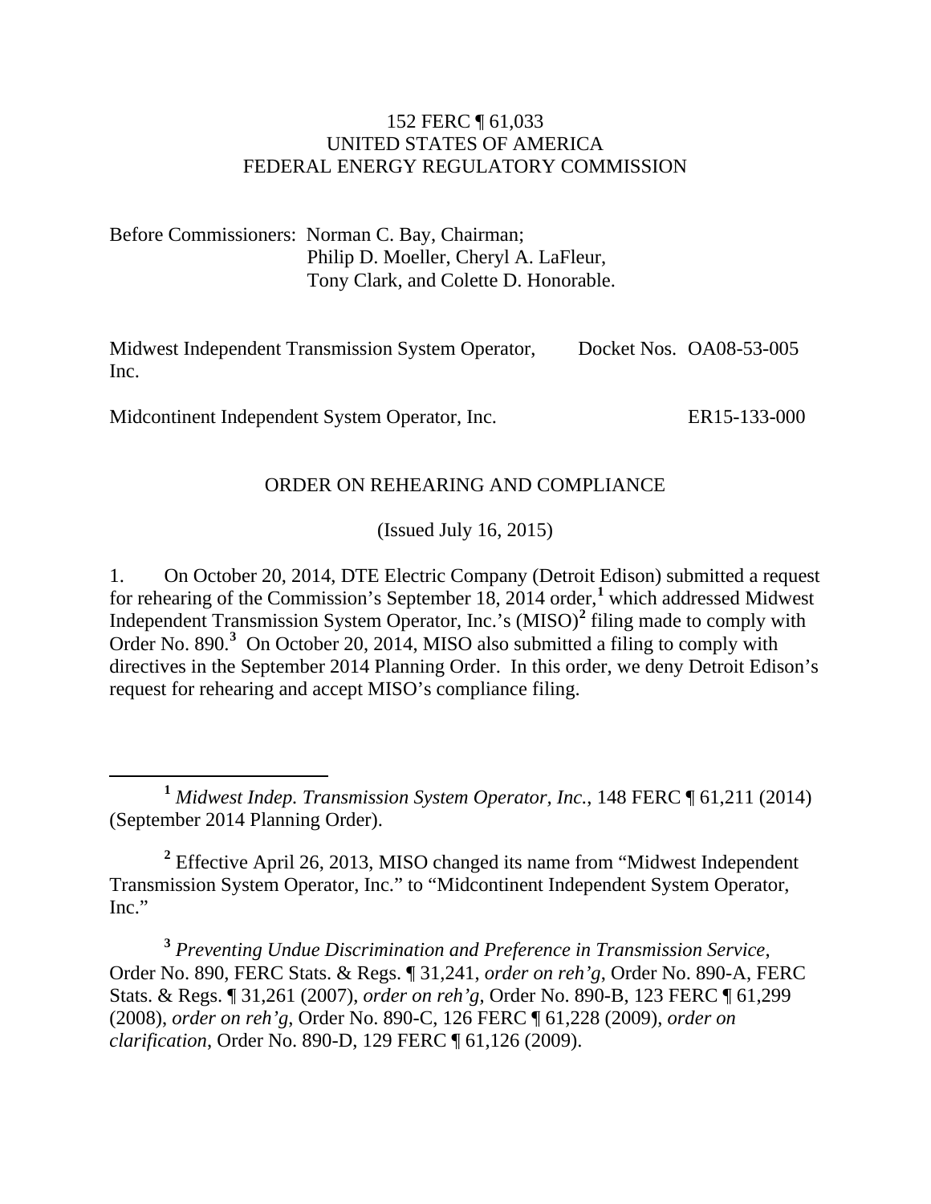152 FERC ¶ 61,033
UNITED STATES OF AMERICA
FEDERAL ENERGY REGULATORY COMMISSION

Before Commissioners: Norman C. Bay, Chairman;
Philip D. Moeller, Cheryl A. LaFleur,
Tony Clark, and Colette D. Honorable.

Midwest Independent Transmission System Operator, Inc. — Docket Nos. OA08-53-005

Midcontinent Independent System Operator, Inc. — ER15-133-000

ORDER ON REHEARING AND COMPLIANCE

(Issued July 16, 2015)

1. On October 20, 2014, DTE Electric Company (Detroit Edison) submitted a request for rehearing of the Commission's September 18, 2014 order,[1] which addressed Midwest Independent Transmission System Operator, Inc.'s (MISO)[2] filing made to comply with Order No. 890.[3] On October 20, 2014, MISO also submitted a filing to comply with directives in the September 2014 Planning Order. In this order, we deny Detroit Edison's request for rehearing and accept MISO's compliance filing.

---

[1] *Midwest Indep. Transmission System Operator, Inc.*, 148 FERC ¶ 61,211 (2014) (September 2014 Planning Order).

[2] Effective April 26, 2013, MISO changed its name from "Midwest Independent Transmission System Operator, Inc." to "Midcontinent Independent System Operator, Inc."

[3] *Preventing Undue Discrimination and Preference in Transmission Service*, Order No. 890, FERC Stats. & Regs. ¶ 31,241, *order on reh'g*, Order No. 890-A, FERC Stats. & Regs. ¶ 31,261 (2007), *order on reh'g*, Order No. 890-B, 123 FERC ¶ 61,299 (2008), *order on reh'g*, Order No. 890-C, 126 FERC ¶ 61,228 (2009), *order on clarification*, Order No. 890-D, 129 FERC ¶ 61,126 (2009).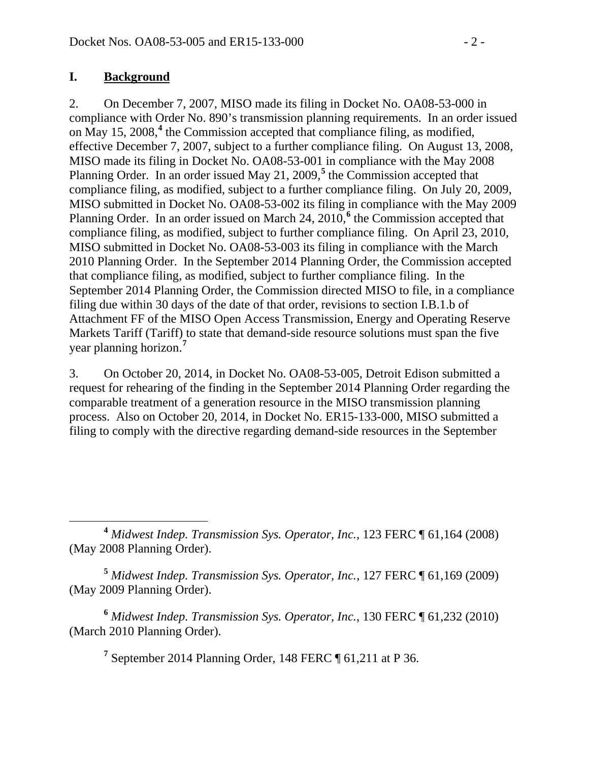## I. Background

2. On December 7, 2007, MISO made its filing in Docket No. OA08-53-000 in compliance with Order No. 890's transmission planning requirements. In an order issued on May 15, 2008,[4] the Commission accepted that compliance filing, as modified, effective December 7, 2007, subject to a further compliance filing. On August 13, 2008, MISO made its filing in Docket No. OA08-53-001 in compliance with the May 2008 Planning Order. In an order issued May 21, 2009,[5] the Commission accepted that compliance filing, as modified, subject to a further compliance filing. On July 20, 2009, MISO submitted in Docket No. OA08-53-002 its filing in compliance with the May 2009 Planning Order. In an order issued on March 24, 2010,[6] the Commission accepted that compliance filing, as modified, subject to further compliance filing. On April 23, 2010, MISO submitted in Docket No. OA08-53-003 its filing in compliance with the March 2010 Planning Order. In the September 2014 Planning Order, the Commission accepted that compliance filing, as modified, subject to further compliance filing. In the September 2014 Planning Order, the Commission directed MISO to file, in a compliance filing due within 30 days of the date of that order, revisions to section I.B.1.b of Attachment FF of the MISO Open Access Transmission, Energy and Operating Reserve Markets Tariff (Tariff) to state that demand-side resource solutions must span the five year planning horizon.[7]

3. On October 20, 2014, in Docket No. OA08-53-005, Detroit Edison submitted a request for rehearing of the finding in the September 2014 Planning Order regarding the comparable treatment of a generation resource in the MISO transmission planning process. Also on October 20, 2014, in Docket No. ER15-133-000, MISO submitted a filing to comply with the directive regarding demand-side resources in the September

---

[4] *Midwest Indep. Transmission Sys. Operator, Inc.*, 123 FERC ¶ 61,164 (2008) (May 2008 Planning Order).

[5] *Midwest Indep. Transmission Sys. Operator, Inc.*, 127 FERC ¶ 61,169 (2009) (May 2009 Planning Order).

[6] *Midwest Indep. Transmission Sys. Operator, Inc.*, 130 FERC ¶ 61,232 (2010) (March 2010 Planning Order).

[7] September 2014 Planning Order, 148 FERC ¶ 61,211 at P 36.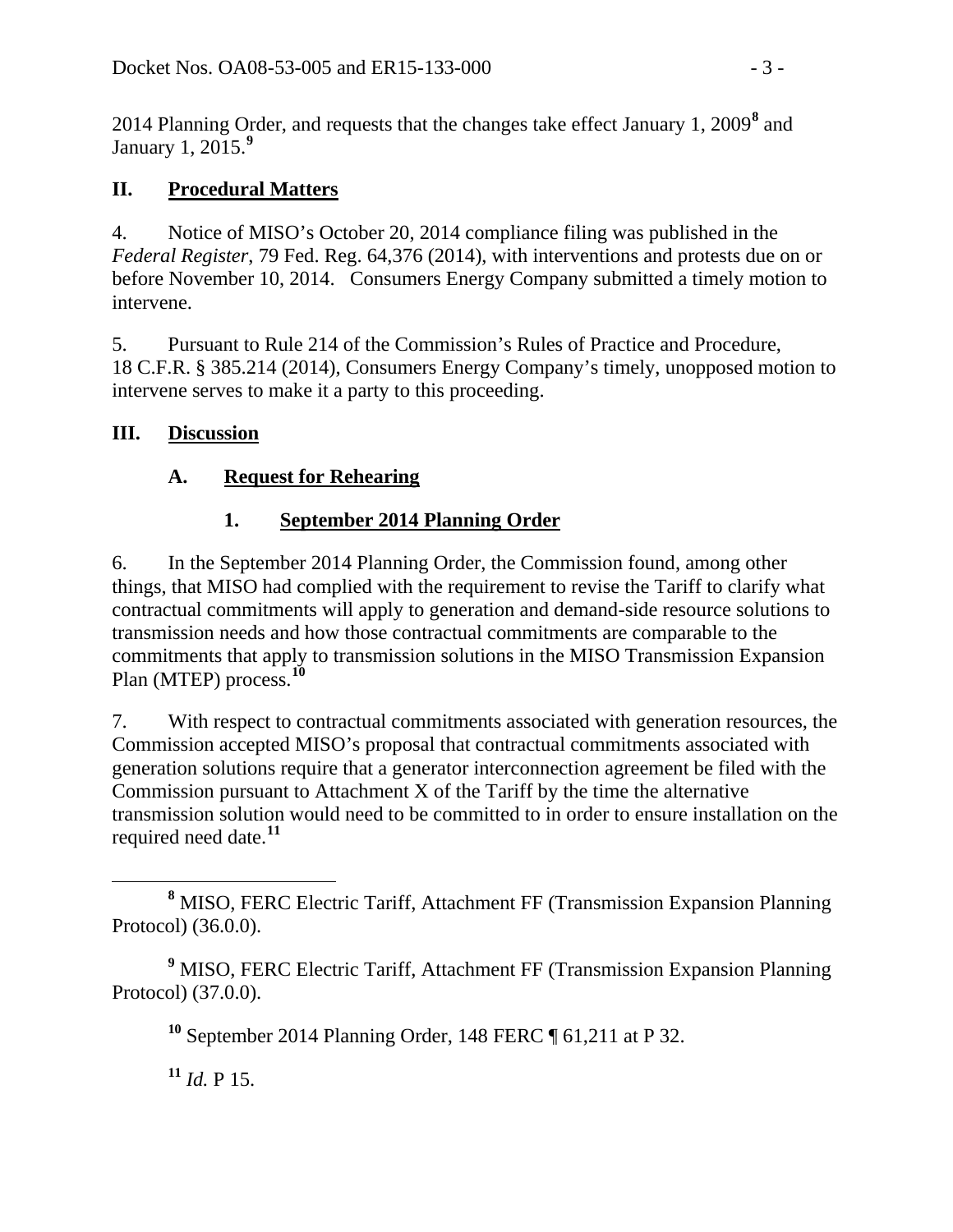2014 Planning Order, and requests that the changes take effect January 1, 2009[8] and January 1, 2015.[9]

## II. Procedural Matters

4. Notice of MISO's October 20, 2014 compliance filing was published in the *Federal Register*, 79 Fed. Reg. 64,376 (2014), with interventions and protests due on or before November 10, 2014. Consumers Energy Company submitted a timely motion to intervene.

5. Pursuant to Rule 214 of the Commission's Rules of Practice and Procedure, 18 C.F.R. § 385.214 (2014), Consumers Energy Company's timely, unopposed motion to intervene serves to make it a party to this proceeding.

## III. Discussion

### A. Request for Rehearing

#### 1. September 2014 Planning Order

6. In the September 2014 Planning Order, the Commission found, among other things, that MISO had complied with the requirement to revise the Tariff to clarify what contractual commitments will apply to generation and demand-side resource solutions to transmission needs and how those contractual commitments are comparable to the commitments that apply to transmission solutions in the MISO Transmission Expansion Plan (MTEP) process.[10]

7. With respect to contractual commitments associated with generation resources, the Commission accepted MISO's proposal that contractual commitments associated with generation solutions require that a generator interconnection agreement be filed with the Commission pursuant to Attachment X of the Tariff by the time the alternative transmission solution would need to be committed to in order to ensure installation on the required need date.[11]

---

[8] MISO, FERC Electric Tariff, Attachment FF (Transmission Expansion Planning Protocol) (36.0.0).

[9] MISO, FERC Electric Tariff, Attachment FF (Transmission Expansion Planning Protocol) (37.0.0).

[10] September 2014 Planning Order, 148 FERC ¶ 61,211 at P 32.

[11] *Id.* P 15.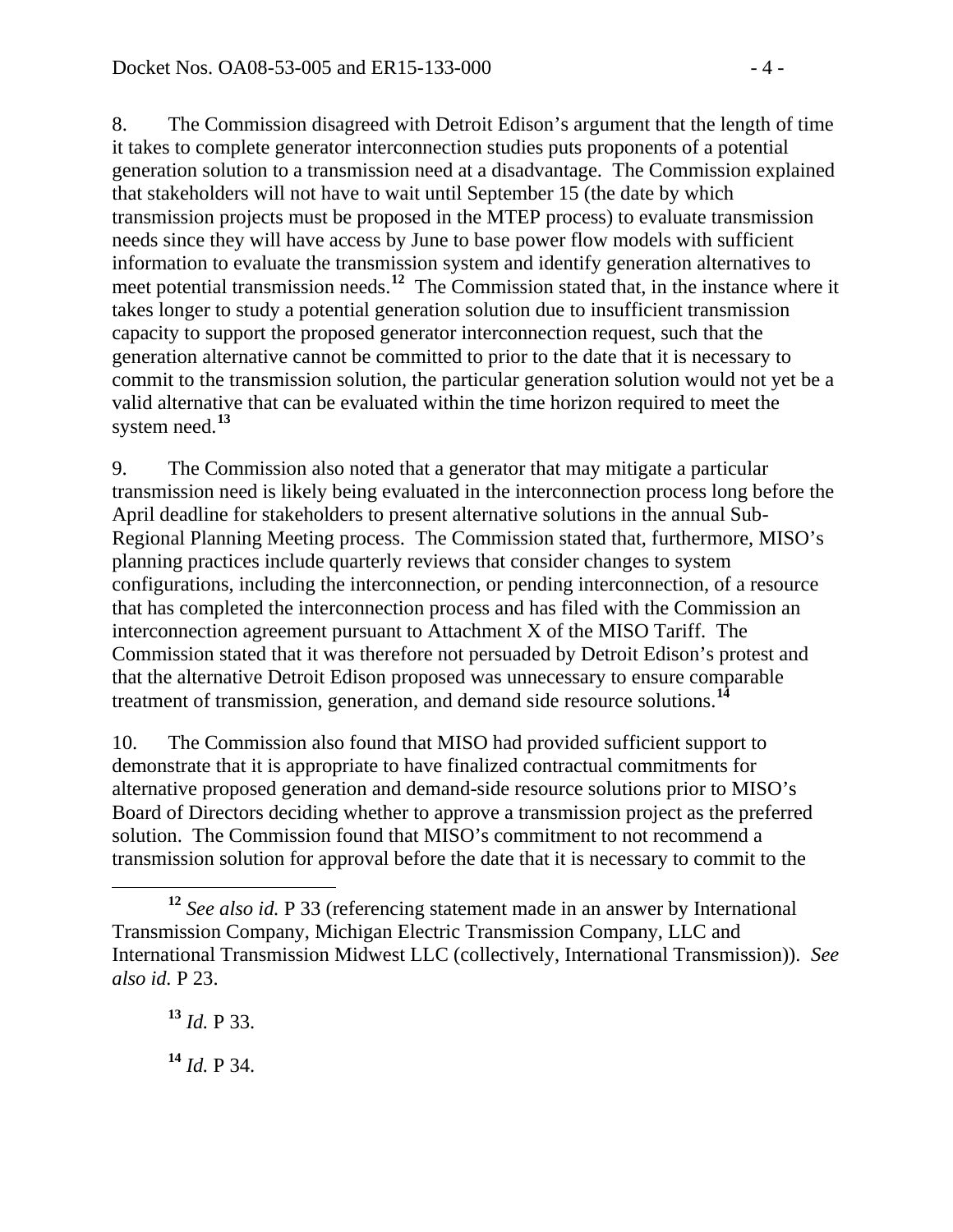8. The Commission disagreed with Detroit Edison's argument that the length of time it takes to complete generator interconnection studies puts proponents of a potential generation solution to a transmission need at a disadvantage. The Commission explained that stakeholders will not have to wait until September 15 (the date by which transmission projects must be proposed in the MTEP process) to evaluate transmission needs since they will have access by June to base power flow models with sufficient information to evaluate the transmission system and identify generation alternatives to meet potential transmission needs.[12] The Commission stated that, in the instance where it takes longer to study a potential generation solution due to insufficient transmission capacity to support the proposed generator interconnection request, such that the generation alternative cannot be committed to prior to the date that it is necessary to commit to the transmission solution, the particular generation solution would not yet be a valid alternative that can be evaluated within the time horizon required to meet the system need.[13]

9. The Commission also noted that a generator that may mitigate a particular transmission need is likely being evaluated in the interconnection process long before the April deadline for stakeholders to present alternative solutions in the annual Sub-Regional Planning Meeting process. The Commission stated that, furthermore, MISO's planning practices include quarterly reviews that consider changes to system configurations, including the interconnection, or pending interconnection, of a resource that has completed the interconnection process and has filed with the Commission an interconnection agreement pursuant to Attachment X of the MISO Tariff. The Commission stated that it was therefore not persuaded by Detroit Edison's protest and that the alternative Detroit Edison proposed was unnecessary to ensure comparable treatment of transmission, generation, and demand side resource solutions.[14]

10. The Commission also found that MISO had provided sufficient support to demonstrate that it is appropriate to have finalized contractual commitments for alternative proposed generation and demand-side resource solutions prior to MISO's Board of Directors deciding whether to approve a transmission project as the preferred solution. The Commission found that MISO's commitment to not recommend a transmission solution for approval before the date that it is necessary to commit to the

---

[12] *See also id.* P 33 (referencing statement made in an answer by International Transmission Company, Michigan Electric Transmission Company, LLC and International Transmission Midwest LLC (collectively, International Transmission)). *See also id.* P 23.

[13] *Id.* P 33.

[14] *Id.* P 34.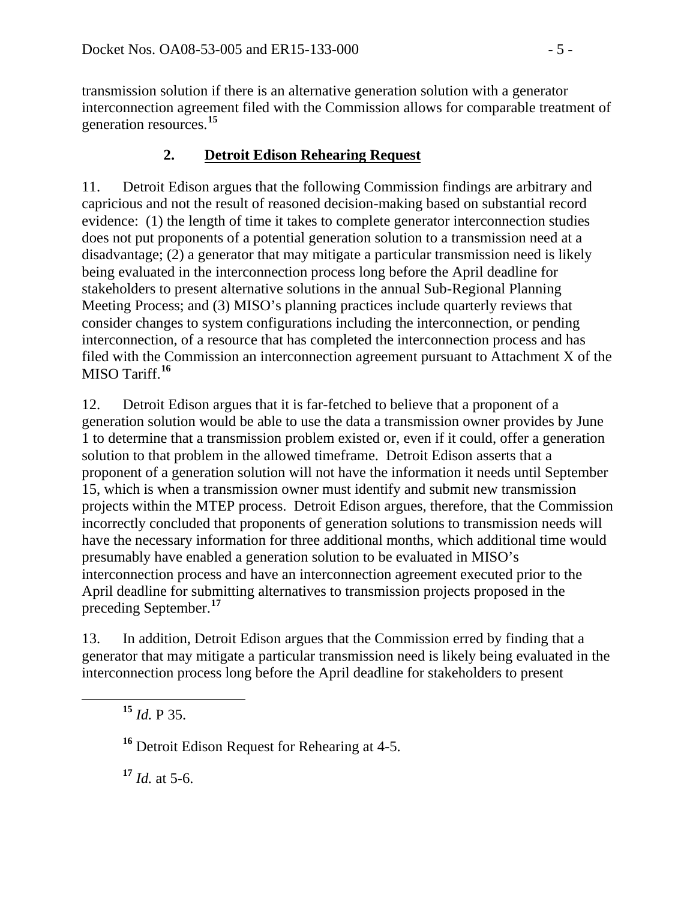transmission solution if there is an alternative generation solution with a generator interconnection agreement filed with the Commission allows for comparable treatment of generation resources.[15]

## 2. **Detroit Edison Rehearing Request**

11. Detroit Edison argues that the following Commission findings are arbitrary and capricious and not the result of reasoned decision-making based on substantial record evidence: (1) the length of time it takes to complete generator interconnection studies does not put proponents of a potential generation solution to a transmission need at a disadvantage; (2) a generator that may mitigate a particular transmission need is likely being evaluated in the interconnection process long before the April deadline for stakeholders to present alternative solutions in the annual Sub-Regional Planning Meeting Process; and (3) MISO's planning practices include quarterly reviews that consider changes to system configurations including the interconnection, or pending interconnection, of a resource that has completed the interconnection process and has filed with the Commission an interconnection agreement pursuant to Attachment X of the MISO Tariff.[16]

12. Detroit Edison argues that it is far-fetched to believe that a proponent of a generation solution would be able to use the data a transmission owner provides by June 1 to determine that a transmission problem existed or, even if it could, offer a generation solution to that problem in the allowed timeframe. Detroit Edison asserts that a proponent of a generation solution will not have the information it needs until September 15, which is when a transmission owner must identify and submit new transmission projects within the MTEP process. Detroit Edison argues, therefore, that the Commission incorrectly concluded that proponents of generation solutions to transmission needs will have the necessary information for three additional months, which additional time would presumably have enabled a generation solution to be evaluated in MISO's interconnection process and have an interconnection agreement executed prior to the April deadline for submitting alternatives to transmission projects proposed in the preceding September.[17]

13. In addition, Detroit Edison argues that the Commission erred by finding that a generator that may mitigate a particular transmission need is likely being evaluated in the interconnection process long before the April deadline for stakeholders to present

---

[15] *Id.* P 35.

[16] Detroit Edison Request for Rehearing at 4-5.

[17] *Id.* at 5-6.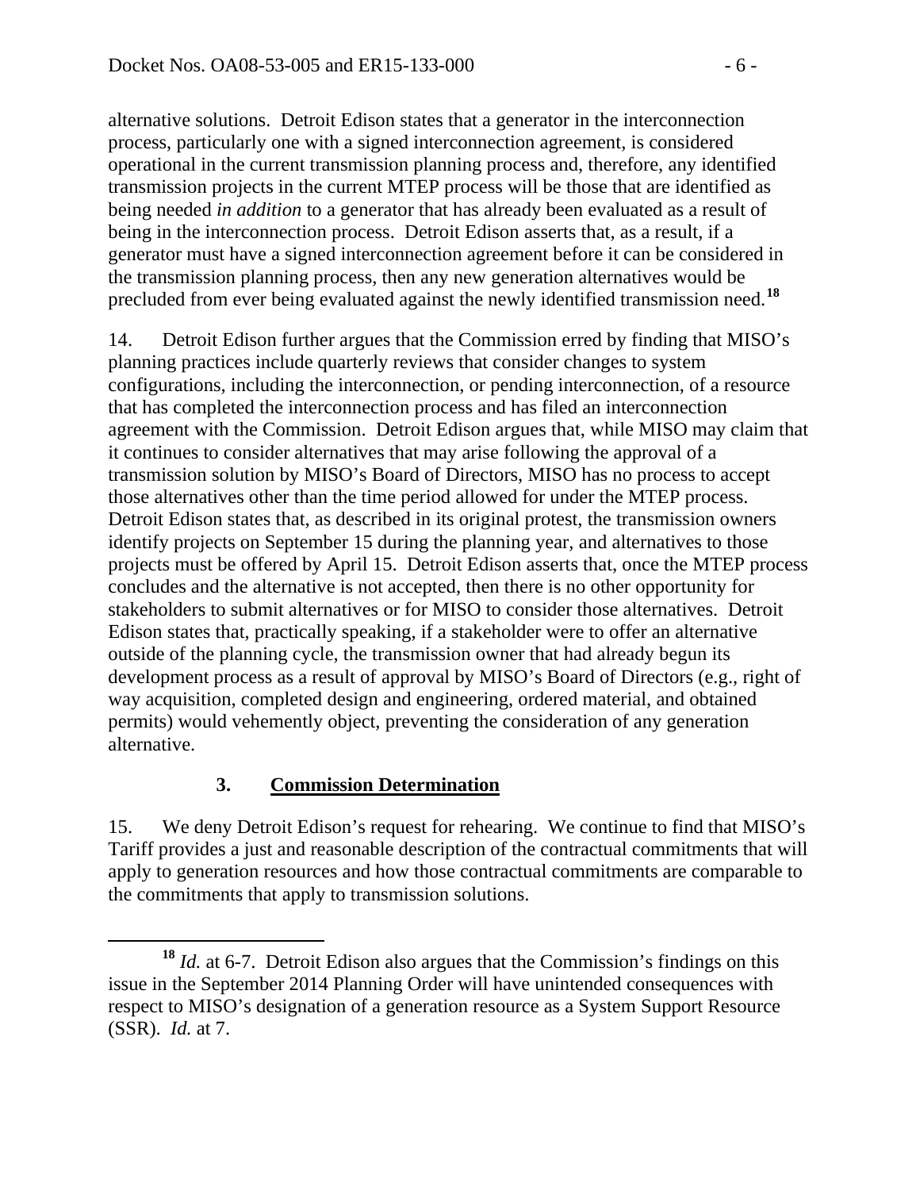alternative solutions. Detroit Edison states that a generator in the interconnection process, particularly one with a signed interconnection agreement, is considered operational in the current transmission planning process and, therefore, any identified transmission projects in the current MTEP process will be those that are identified as being needed *in addition* to a generator that has already been evaluated as a result of being in the interconnection process. Detroit Edison asserts that, as a result, if a generator must have a signed interconnection agreement before it can be considered in the transmission planning process, then any new generation alternatives would be precluded from ever being evaluated against the newly identified transmission need.[18]

14. Detroit Edison further argues that the Commission erred by finding that MISO's planning practices include quarterly reviews that consider changes to system configurations, including the interconnection, or pending interconnection, of a resource that has completed the interconnection process and has filed an interconnection agreement with the Commission. Detroit Edison argues that, while MISO may claim that it continues to consider alternatives that may arise following the approval of a transmission solution by MISO's Board of Directors, MISO has no process to accept those alternatives other than the time period allowed for under the MTEP process. Detroit Edison states that, as described in its original protest, the transmission owners identify projects on September 15 during the planning year, and alternatives to those projects must be offered by April 15. Detroit Edison asserts that, once the MTEP process concludes and the alternative is not accepted, then there is no other opportunity for stakeholders to submit alternatives or for MISO to consider those alternatives. Detroit Edison states that, practically speaking, if a stakeholder were to offer an alternative outside of the planning cycle, the transmission owner that had already begun its development process as a result of approval by MISO's Board of Directors (e.g., right of way acquisition, completed design and engineering, ordered material, and obtained permits) would vehemently object, preventing the consideration of any generation alternative.

### 3. Commission Determination

15. We deny Detroit Edison's request for rehearing. We continue to find that MISO's Tariff provides a just and reasonable description of the contractual commitments that will apply to generation resources and how those contractual commitments are comparable to the commitments that apply to transmission solutions.

---

[18] *Id.* at 6-7. Detroit Edison also argues that the Commission's findings on this issue in the September 2014 Planning Order will have unintended consequences with respect to MISO's designation of a generation resource as a System Support Resource (SSR). *Id.* at 7.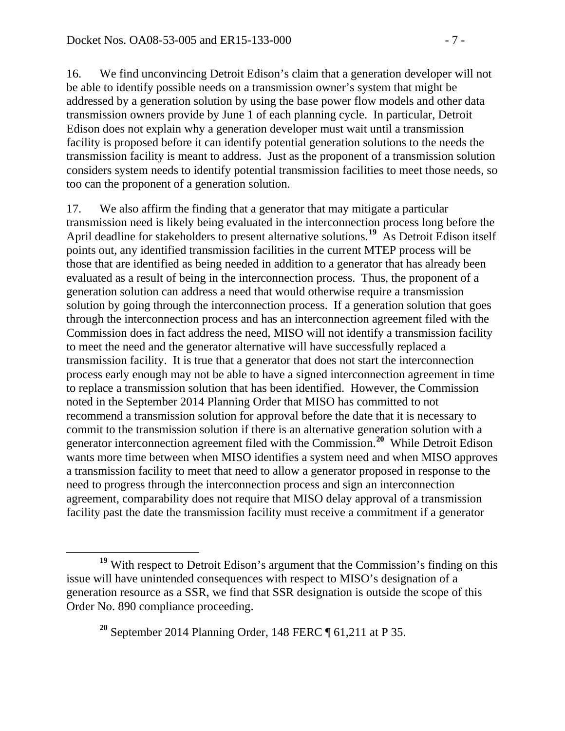16. We find unconvincing Detroit Edison's claim that a generation developer will not be able to identify possible needs on a transmission owner's system that might be addressed by a generation solution by using the base power flow models and other data transmission owners provide by June 1 of each planning cycle. In particular, Detroit Edison does not explain why a generation developer must wait until a transmission facility is proposed before it can identify potential generation solutions to the needs the transmission facility is meant to address. Just as the proponent of a transmission solution considers system needs to identify potential transmission facilities to meet those needs, so too can the proponent of a generation solution.

17. We also affirm the finding that a generator that may mitigate a particular transmission need is likely being evaluated in the interconnection process long before the April deadline for stakeholders to present alternative solutions.[19] As Detroit Edison itself points out, any identified transmission facilities in the current MTEP process will be those that are identified as being needed in addition to a generator that has already been evaluated as a result of being in the interconnection process. Thus, the proponent of a generation solution can address a need that would otherwise require a transmission solution by going through the interconnection process. If a generation solution that goes through the interconnection process and has an interconnection agreement filed with the Commission does in fact address the need, MISO will not identify a transmission facility to meet the need and the generator alternative will have successfully replaced a transmission facility. It is true that a generator that does not start the interconnection process early enough may not be able to have a signed interconnection agreement in time to replace a transmission solution that has been identified. However, the Commission noted in the September 2014 Planning Order that MISO has committed to not recommend a transmission solution for approval before the date that it is necessary to commit to the transmission solution if there is an alternative generation solution with a generator interconnection agreement filed with the Commission.[20] While Detroit Edison wants more time between when MISO identifies a system need and when MISO approves a transmission facility to meet that need to allow a generator proposed in response to the need to progress through the interconnection process and sign an interconnection agreement, comparability does not require that MISO delay approval of a transmission facility past the date the transmission facility must receive a commitment if a generator

---

[19] With respect to Detroit Edison's argument that the Commission's finding on this issue will have unintended consequences with respect to MISO's designation of a generation resource as a SSR, we find that SSR designation is outside the scope of this Order No. 890 compliance proceeding.

[20] September 2014 Planning Order, 148 FERC ¶ 61,211 at P 35.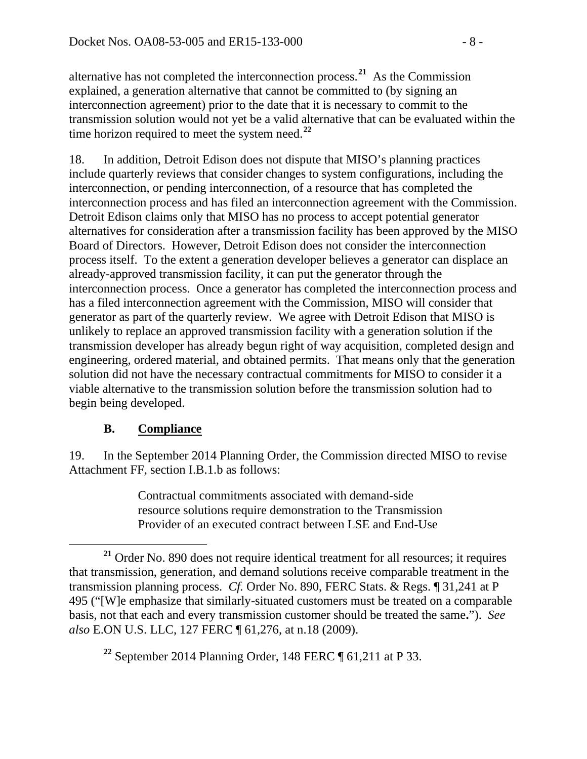alternative has not completed the interconnection process.[21] As the Commission explained, a generation alternative that cannot be committed to (by signing an interconnection agreement) prior to the date that it is necessary to commit to the transmission solution would not yet be a valid alternative that can be evaluated within the time horizon required to meet the system need.[22]

18. In addition, Detroit Edison does not dispute that MISO's planning practices include quarterly reviews that consider changes to system configurations, including the interconnection, or pending interconnection, of a resource that has completed the interconnection process and has filed an interconnection agreement with the Commission. Detroit Edison claims only that MISO has no process to accept potential generator alternatives for consideration after a transmission facility has been approved by the MISO Board of Directors. However, Detroit Edison does not consider the interconnection process itself. To the extent a generation developer believes a generator can displace an already-approved transmission facility, it can put the generator through the interconnection process. Once a generator has completed the interconnection process and has a filed interconnection agreement with the Commission, MISO will consider that generator as part of the quarterly review. We agree with Detroit Edison that MISO is unlikely to replace an approved transmission facility with a generation solution if the transmission developer has already begun right of way acquisition, completed design and engineering, ordered material, and obtained permits. That means only that the generation solution did not have the necessary contractual commitments for MISO to consider it a viable alternative to the transmission solution before the transmission solution had to begin being developed.

### B. Compliance

19. In the September 2014 Planning Order, the Commission directed MISO to revise Attachment FF, section I.B.1.b as follows:

> Contractual commitments associated with demand-side resource solutions require demonstration to the Transmission Provider of an executed contract between LSE and End-Use

[21] Order No. 890 does not require identical treatment for all resources; it requires that transmission, generation, and demand solutions receive comparable treatment in the transmission planning process. *Cf.* Order No. 890, FERC Stats. & Regs. ¶ 31,241 at P 495 ("[W]e emphasize that similarly-situated customers must be treated on a comparable basis, not that each and every transmission customer should be treated the same."). *See also* E.ON U.S. LLC, 127 FERC ¶ 61,276, at n.18 (2009).

[22] September 2014 Planning Order, 148 FERC ¶ 61,211 at P 33.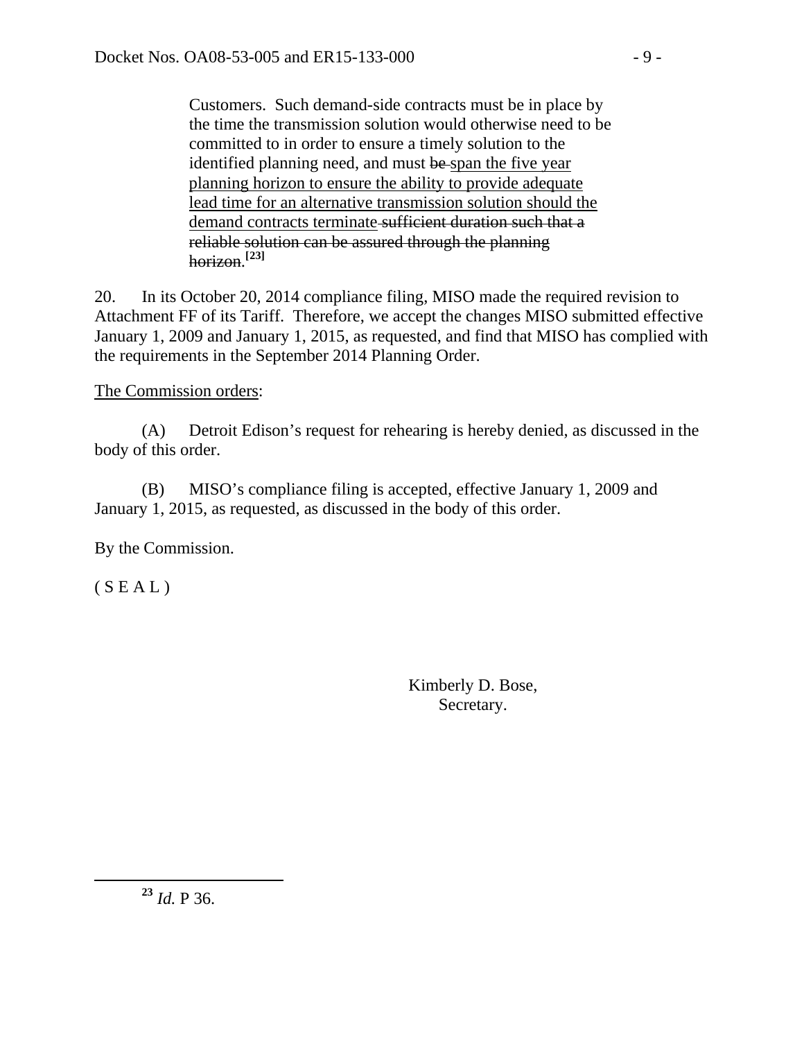> Customers. Such demand-side contracts must be in place by the time the transmission solution would otherwise need to be committed to in order to ensure a timely solution to the identified planning need, and must ~~be~~ <u>span the five year planning horizon to ensure the ability to provide adequate lead time for an alternative transmission solution should the demand contracts terminate</u> ~~sufficient duration such that a reliable solution can be assured through the planning horizon~~.[23]

20. In its October 20, 2014 compliance filing, MISO made the required revision to Attachment FF of its Tariff. Therefore, we accept the changes MISO submitted effective January 1, 2009 and January 1, 2015, as requested, and find that MISO has complied with the requirements in the September 2014 Planning Order.

<u>The Commission orders</u>:

(A) Detroit Edison's request for rehearing is hereby denied, as discussed in the body of this order.

(B) MISO's compliance filing is accepted, effective January 1, 2009 and January 1, 2015, as requested, as discussed in the body of this order.

By the Commission.

( S E A L )

Kimberly D. Bose,
Secretary.

---

[23] *Id.* P 36.